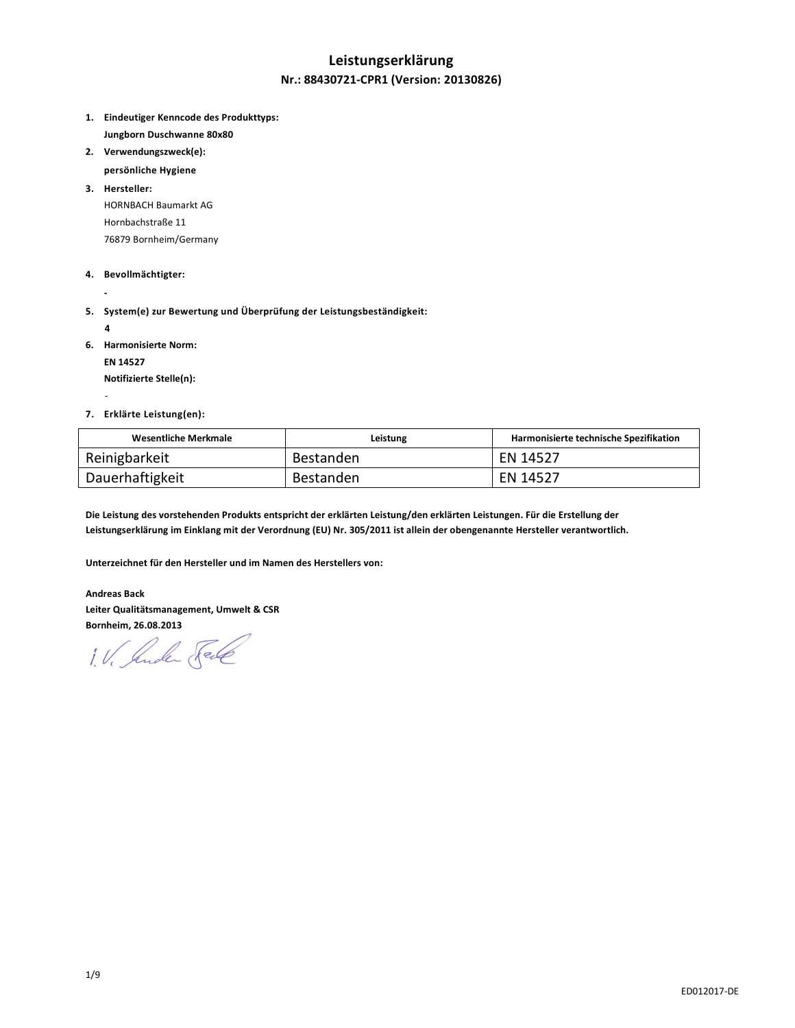# Leistungserklärung

## Nr.: 88430721-CPR1 (Version: 20130826)

1. **Eindeutiger Kenncode des Produkttyps:**
   **Jungborn Duschwanne 80x80**
2. **Verwendungszweck(e):**
   **persönliche Hygiene**
3. **Hersteller:**
   HORNBACH Baumarkt AG
   Hornbachstraße 11
   76879 Bornheim/Germany
4. **Bevollmächtigter:**
   **-**
5. **System(e) zur Bewertung und Überprüfung der Leistungsbeständigkeit:**
   **4**
6. **Harmonisierte Norm:**
   **EN 14527**
   **Notifizierte Stelle(n):**
   -
7. **Erklärte Leistung(en):**

| Wesentliche Merkmale | Leistung | Harmonisierte technische Spezifikation |
|---|---|---|
| Reinigbarkeit | Bestanden | EN 14527 |
| Dauerhaftigkeit | Bestanden | EN 14527 |

**Die Leistung des vorstehenden Produkts entspricht der erklärten Leistung/den erklärten Leistungen. Für die Erstellung der Leistungserklärung im Einklang mit der Verordnung (EU) Nr. 305/2011 ist allein der obengenannte Hersteller verantwortlich.**

**Unterzeichnet für den Hersteller und im Namen des Herstellers von:**

**Andreas Back**
**Leiter Qualitätsmanagement, Umwelt & CSR**
**Bornheim, 26.08.2013**

i.V. Andreas Back

ED012017-DE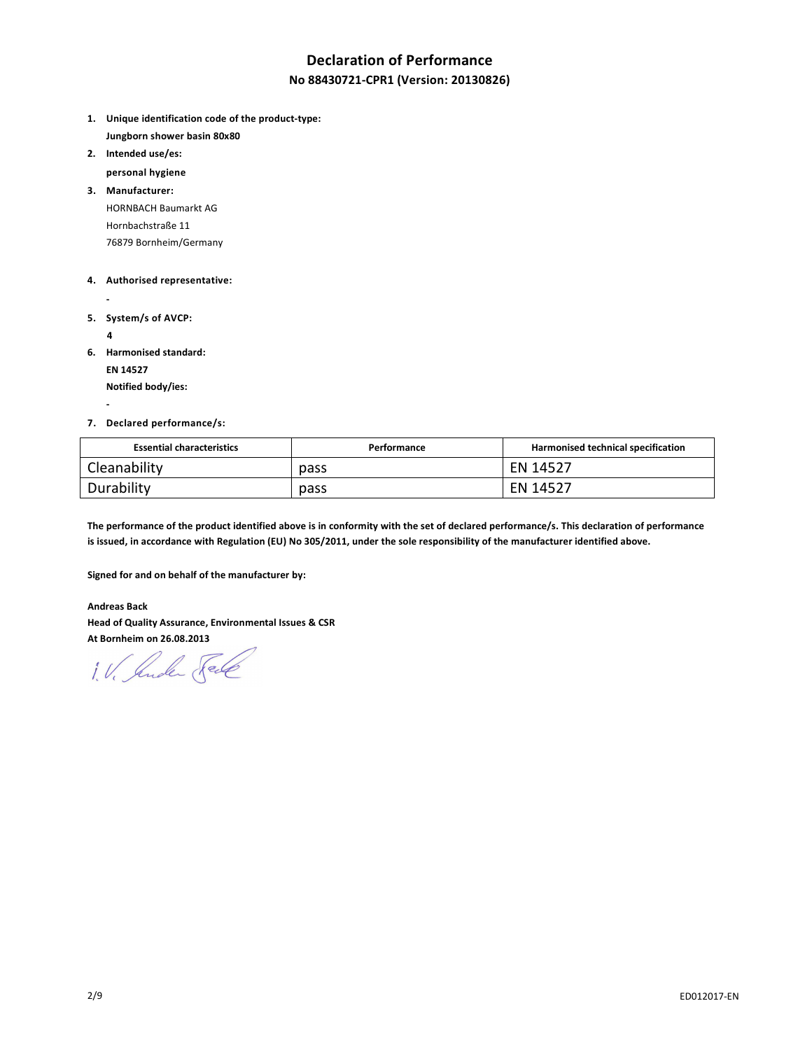# Declaration of Performance

## No 88430721-CPR1 (Version: 20130826)

1. **Unique identification code of the product-type:**
   **Jungborn shower basin 80x80**
2. **Intended use/es:**
   **personal hygiene**
3. **Manufacturer:**
   HORNBACH Baumarkt AG
   Hornbachstraße 11
   76879 Bornheim/Germany
4. **Authorised representative:**
   -
5. **System/s of AVCP:**
   **4**
6. **Harmonised standard:**
   **EN 14527**
   **Notified body/ies:**
   -
7. **Declared performance/s:**

| Essential characteristics | Performance | Harmonised technical specification |
| --- | --- | --- |
| Cleanability | pass | EN 14527 |
| Durability | pass | EN 14527 |

**The performance of the product identified above is in conformity with the set of declared performance/s. This declaration of performance is issued, in accordance with Regulation (EU) No 305/2011, under the sole responsibility of the manufacturer identified above.**

**Signed for and on behalf of the manufacturer by:**

**Andreas Back**
**Head of Quality Assurance, Environmental Issues & CSR**
**At Bornheim on 26.08.2013**

i.V. Andreas Back

ED012017-EN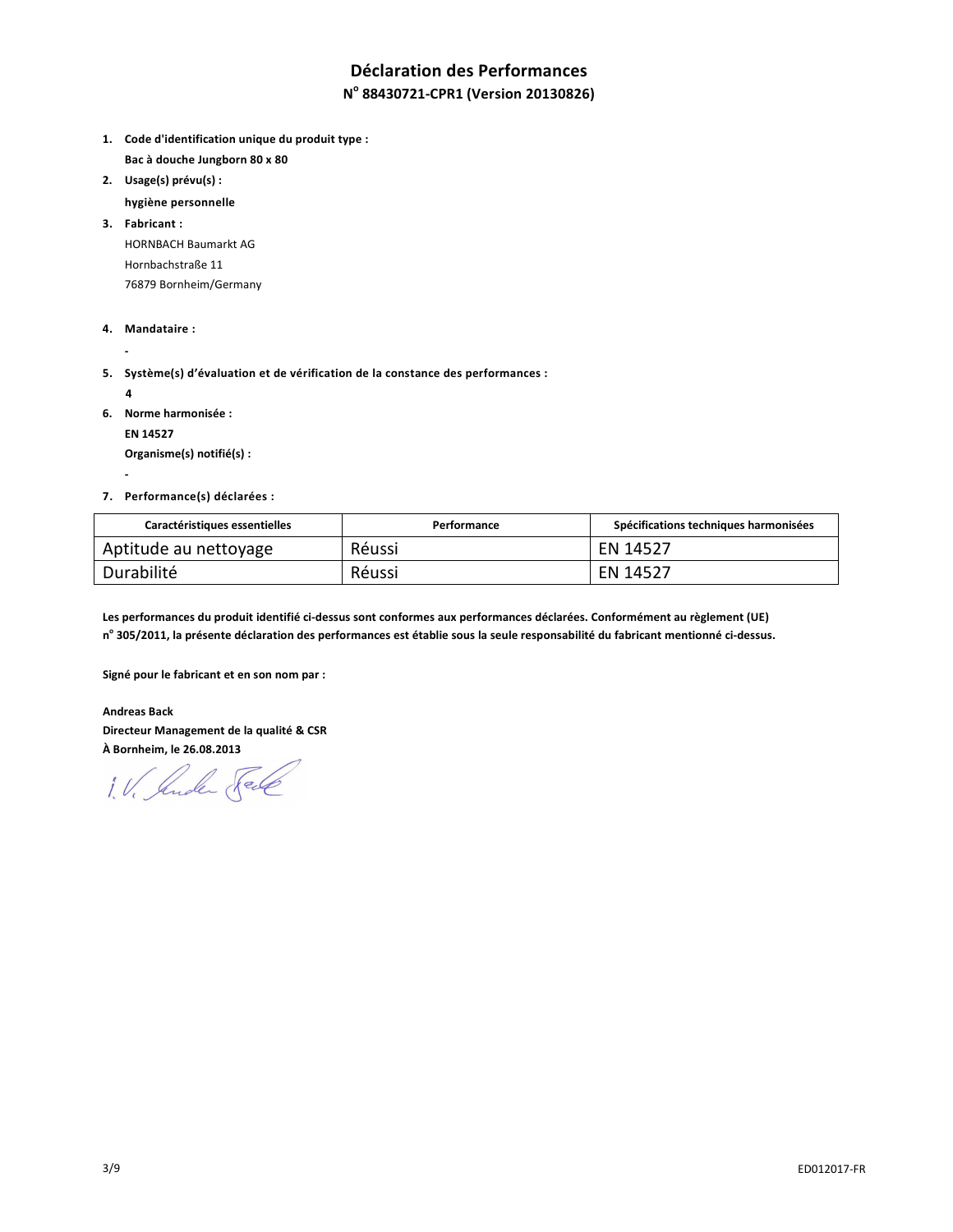# Déclaration des Performances

## N° 88430721-CPR1 (Version 20130826)

1. **Code d'identification unique du produit type :**

   **Bac à douche Jungborn 80 x 80**

2. **Usage(s) prévu(s) :**

   **hygiène personnelle**

3. **Fabricant :**

   HORNBACH Baumarkt AG

   Hornbachstraße 11

   76879 Bornheim/Germany

4. **Mandataire :**

   -

5. **Système(s) d'évaluation et de vérification de la constance des performances :**

   **4**

6. **Norme harmonisée :**

   **EN 14527**

   **Organisme(s) notifié(s) :**

   -

7. **Performance(s) déclarées :**

| Caractéristiques essentielles | Performance | Spécifications techniques harmonisées |
|---|---|---|
| Aptitude au nettoyage | Réussi | EN 14527 |
| Durabilité | Réussi | EN 14527 |

**Les performances du produit identifié ci-dessus sont conformes aux performances déclarées. Conformément au règlement (UE) n° 305/2011, la présente déclaration des performances est établie sous la seule responsabilité du fabricant mentionné ci-dessus.**

**Signé pour le fabricant et en son nom par :**

**Andreas Back**
**Directeur Management de la qualité & CSR**
**À Bornheim, le 26.08.2013**

i. V. Andreas Back

ED012017-FR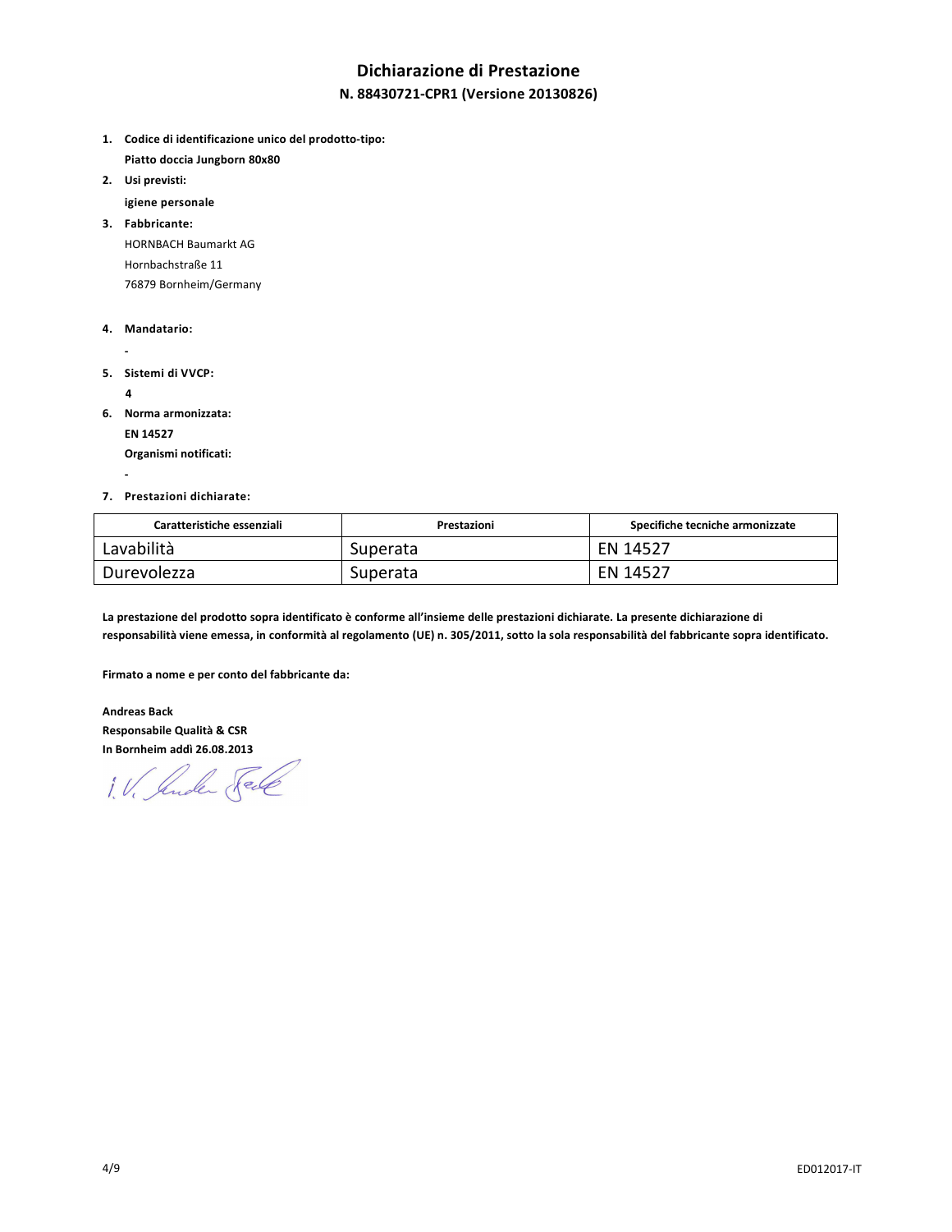# Dichiarazione di Prestazione

**N. 88430721-CPR1 (Versione 20130826)**

1. **Codice di identificazione unico del prodotto-tipo:**

   **Piatto doccia Jungborn 80x80**

2. **Usi previsti:**

   **igiene personale**

3. **Fabbricante:**

   HORNBACH Baumarkt AG
   Hornbachstraße 11
   76879 Bornheim/Germany

4. **Mandatario:**

   **-**

5. **Sistemi di VVCP:**

   **4**

6. **Norma armonizzata:**

   **EN 14527**

   **Organismi notificati:**

   **-**

7. **Prestazioni dichiarate:**

| Caratteristiche essenziali | Prestazioni | Specifiche tecniche armonizzate |
|---|---|---|
| Lavabilità | Superata | EN 14527 |
| Durevolezza | Superata | EN 14527 |

**La prestazione del prodotto sopra identificato è conforme all'insieme delle prestazioni dichiarate. La presente dichiarazione di responsabilità viene emessa, in conformità al regolamento (UE) n. 305/2011, sotto la sola responsabilità del fabbricante sopra identificato.**

**Firmato a nome e per conto del fabbricante da:**

**Andreas Back**
**Responsabile Qualità & CSR**
**In Bornheim addì 26.08.2013**

i.V. Andreas Back

ED012017-IT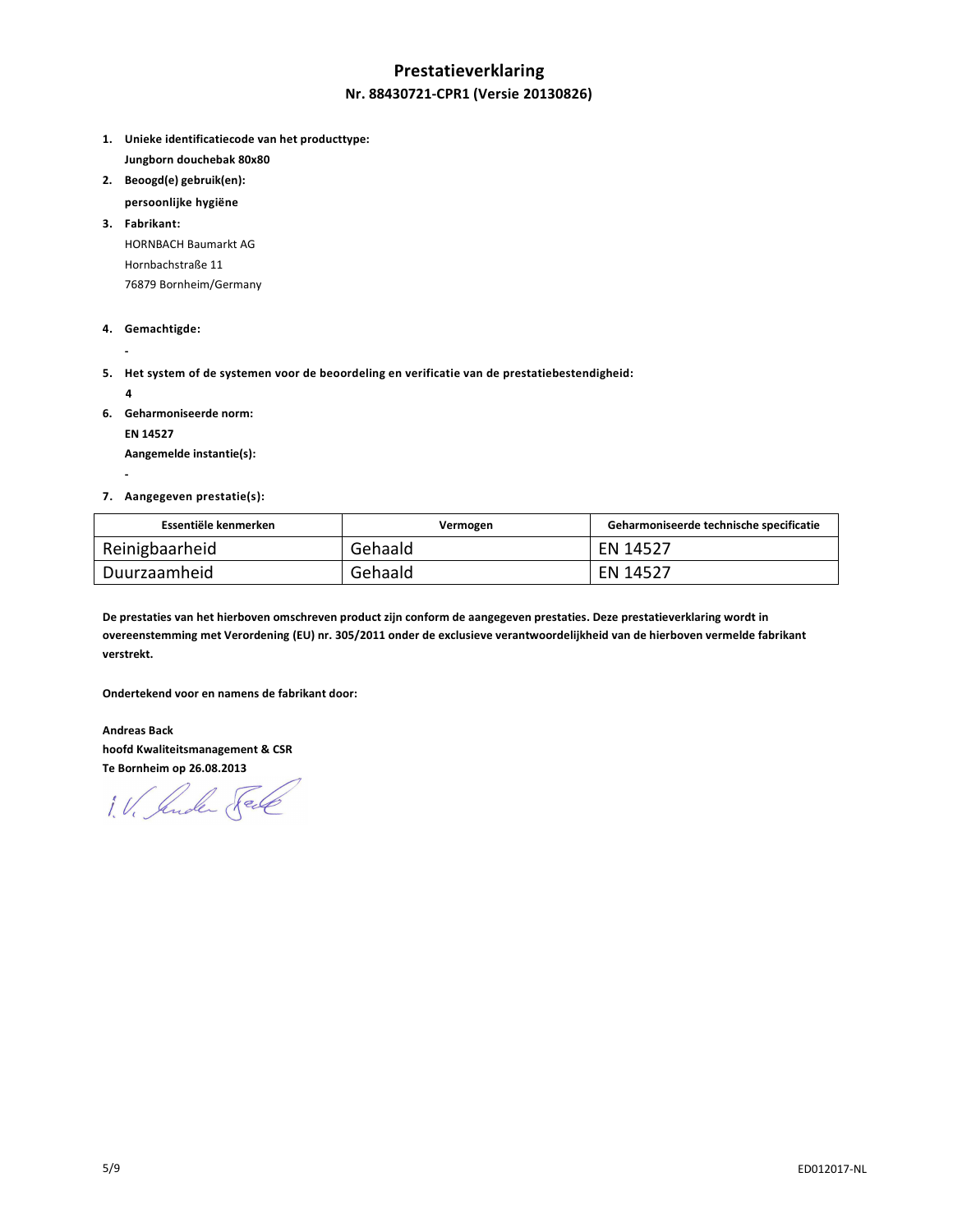# Prestatieverklaring

## Nr. 88430721-CPR1 (Versie 20130826)

1. **Unieke identificatiecode van het producttype:**
   **Jungborn douchebak 80x80**
2. **Beoogd(e) gebruik(en):**
   **persoonlijke hygiëne**
3. **Fabrikant:**
   HORNBACH Baumarkt AG
   Hornbachstraße 11
   76879 Bornheim/Germany
4. **Gemachtigde:**
   -
5. **Het system of de systemen voor de beoordeling en verificatie van de prestatiebestendigheid:**
   **4**
6. **Geharmoniseerde norm:**
   **EN 14527**
   **Aangemelde instantie(s):**
   -
7. **Aangegeven prestatie(s):**

| Essentiële kenmerken | Vermogen | Geharmoniseerde technische specificatie |
| --- | --- | --- |
| Reinigbaarheid | Gehaald | EN 14527 |
| Duurzaamheid | Gehaald | EN 14527 |

**De prestaties van het hierboven omschreven product zijn conform de aangegeven prestaties. Deze prestatieverklaring wordt in overeenstemming met Verordening (EU) nr. 305/2011 onder de exclusieve verantwoordelijkheid van de hierboven vermelde fabrikant verstrekt.**

**Ondertekend voor en namens de fabrikant door:**

**Andreas Back**
**hoofd Kwaliteitsmanagement & CSR**
**Te Bornheim op 26.08.2013**

i. V. Andreas Back

ED012017-NL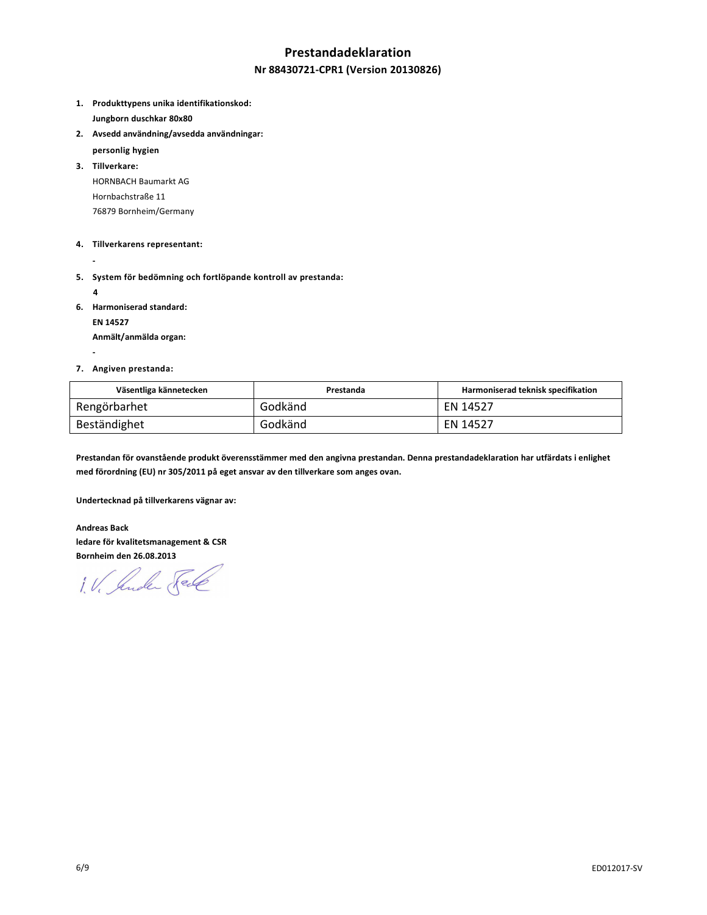# Prestandadeklaration

## Nr 88430721-CPR1 (Version 20130826)

1. **Produkttypens unika identifikationskod:**
   **Jungborn duschkar 80x80**
2. **Avsedd användning/avsedda användningar:**
   **personlig hygien**
3. **Tillverkare:**
   HORNBACH Baumarkt AG
   Hornbachstraße 11
   76879 Bornheim/Germany
4. **Tillverkarens representant:**
   -
5. **System för bedömning och fortlöpande kontroll av prestanda:**
   **4**
6. **Harmoniserad standard:**
   **EN 14527**
   **Anmält/anmälda organ:**
   -
7. **Angiven prestanda:**

| Väsentliga kännetecken | Prestanda | Harmoniserad teknisk specifikation |
|---|---|---|
| Rengörbarhet | Godkänd | EN 14527 |
| Beständighet | Godkänd | EN 14527 |

**Prestandan för ovanstående produkt överensstämmer med den angivna prestandan. Denna prestandadeklaration har utfärdats i enlighet med förordning (EU) nr 305/2011 på eget ansvar av den tillverkare som anges ovan.**

**Undertecknad på tillverkarens vägnar av:**

**Andreas Back**
**ledare för kvalitetsmanagement & CSR**
**Bornheim den 26.08.2013**

i.V. Andreas Back

ED012017-SV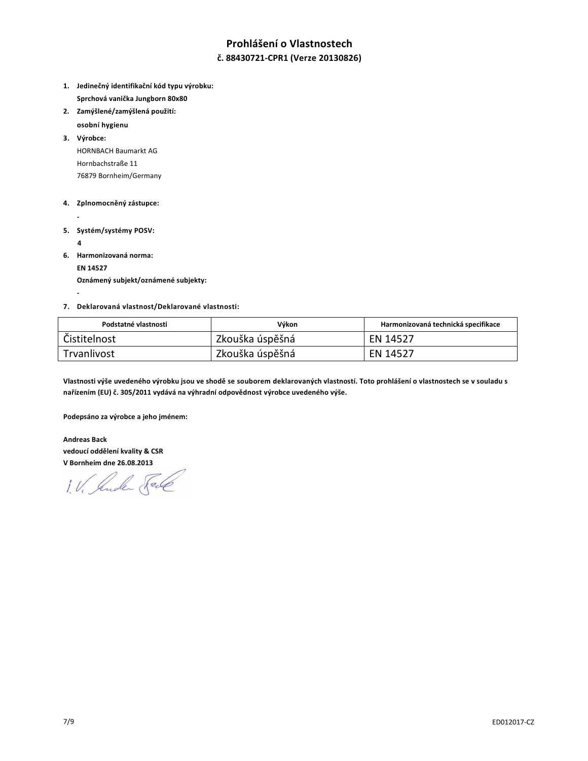# Prohlášení o Vlastnostech

## č. 88430721-CPR1 (Verze 20130826)

1. **Jedinečný identifikační kód typu výrobku:**
   **Sprchová vanička Jungborn 80x80**
2. **Zamýšlené/zamýšlená použití:**
   **osobní hygienu**
3. **Výrobce:**
   HORNBACH Baumarkt AG
   Hornbachstraße 11
   76879 Bornheim/Germany
4. **Zplnomocněný zástupce:**
   **-**
5. **Systém/systémy POSV:**
   **4**
6. **Harmonizovaná norma:**
   **EN 14527**
   **Oznámený subjekt/oznámené subjekty:**
   **-**
7. **Deklarovaná vlastnost/Deklarované vlastnosti:**

| Podstatné vlastnosti | Výkon | Harmonizovaná technická specifikace |
|---|---|---|
| Čistitelnost | Zkouška úspěšná | EN 14527 |
| Trvanlivost | Zkouška úspěšná | EN 14527 |

**Vlastnosti výše uvedeného výrobku jsou ve shodě se souborem deklarovaných vlastností. Toto prohlášení o vlastnostech se v souladu s nařízením (EU) č. 305/2011 vydává na výhradní odpovědnost výrobce uvedeného výše.**

**Podepsáno za výrobce a jeho jménem:**

**Andreas Back**
**vedoucí oddělení kvality & CSR**
**V Bornheim dne 26.08.2013**

i. V. Andreas Back

ED012017-CZ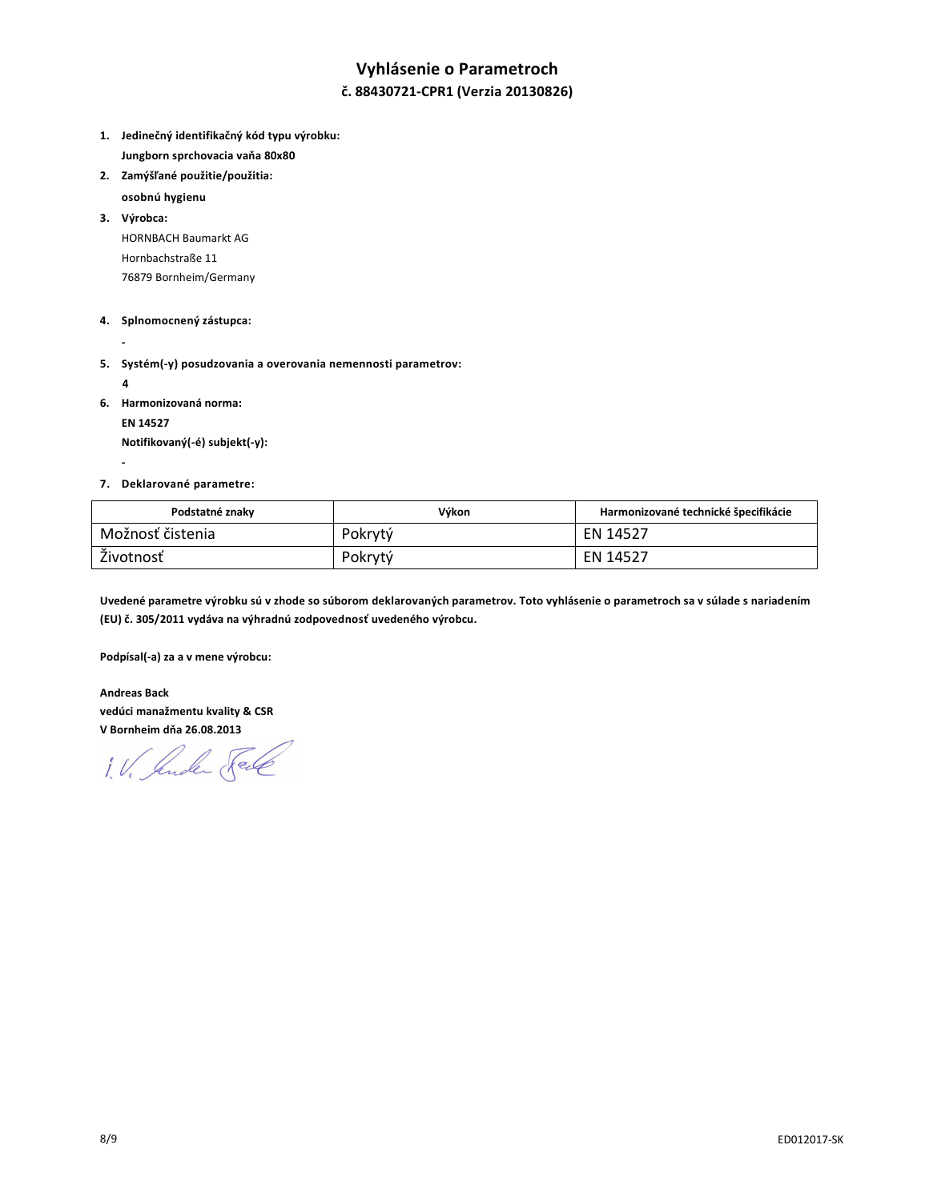# Vyhlásenie o Parametroch

## č. 88430721-CPR1 (Verzia 20130826)

1. **Jedinečný identifikačný kód typu výrobku:**
   **Jungborn sprchovacia vaňa 80x80**
2. **Zamýšľané použitie/použitia:**
   **osobnú hygienu**
3. **Výrobca:**
   HORNBACH Baumarkt AG
   Hornbachstraße 11
   76879 Bornheim/Germany
4. **Splnomocnený zástupca:**
   **-**
5. **Systém(-y) posudzovania a overovania nemennosti parametrov:**
   **4**
6. **Harmonizovaná norma:**
   **EN 14527**
   **Notifikovaný(-é) subjekt(-y):**
   **-**
7. **Deklarované parametre:**

| Podstatné znaky | Výkon | Harmonizované technické špecifikácie |
| --- | --- | --- |
| Možnosť čistenia | Pokrytý | EN 14527 |
| Životnosť | Pokrytý | EN 14527 |

**Uvedené parametre výrobku sú v zhode so súborom deklarovaných parametrov. Toto vyhlásenie o parametroch sa v súlade s nariadením (EU) č. 305/2011 vydáva na výhradnú zodpovednosť uvedeného výrobcu.**

**Podpísal(-a) za a v mene výrobcu:**

**Andreas Back**
**vedúci manažmentu kvality & CSR**
**V Bornheim dňa 26.08.2013**

i. V. Andreas Back

ED012017-SK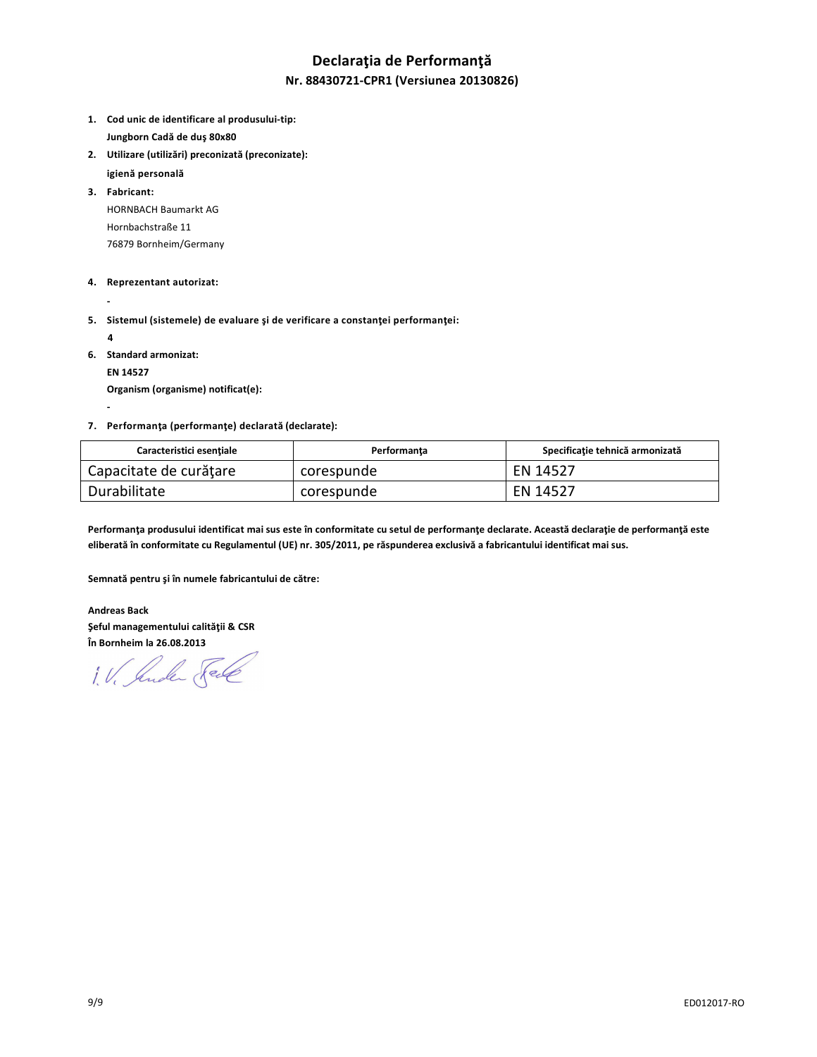# Declaraţia de Performanţă

## Nr. 88430721-CPR1 (Versiunea 20130826)

1. **Cod unic de identificare al produsului-tip:**
   **Jungborn Cadă de duş 80x80**
2. **Utilizare (utilizări) preconizată (preconizate):**
   **igienă personală**
3. **Fabricant:**
   HORNBACH Baumarkt AG
   Hornbachstraße 11
   76879 Bornheim/Germany
4. **Reprezentant autorizat:**
   **-**
5. **Sistemul (sistemele) de evaluare şi de verificare a constanţei performanţei:**
   **4**
6. **Standard armonizat:**
   **EN 14527**
   **Organism (organisme) notificat(e):**
   **-**
7. **Performanţa (performanţe) declarată (declarate):**

| Caracteristici esenţiale | Performanţa | Specificaţie tehnică armonizată |
|---|---|---|
| Capacitate de curăţare | corespunde | EN 14527 |
| Durabilitate | corespunde | EN 14527 |

**Performanţa produsului identificat mai sus este în conformitate cu setul de performanţe declarate. Această declaraţie de performanţă este eliberată în conformitate cu Regulamentul (UE) nr. 305/2011, pe răspunderea exclusivă a fabricantului identificat mai sus.**

**Semnată pentru şi în numele fabricantului de către:**

**Andreas Back**
**Şeful managementului calităţii & CSR**
**În Bornheim la 26.08.2013**

i.V. Andreas Back

ED012017-RO